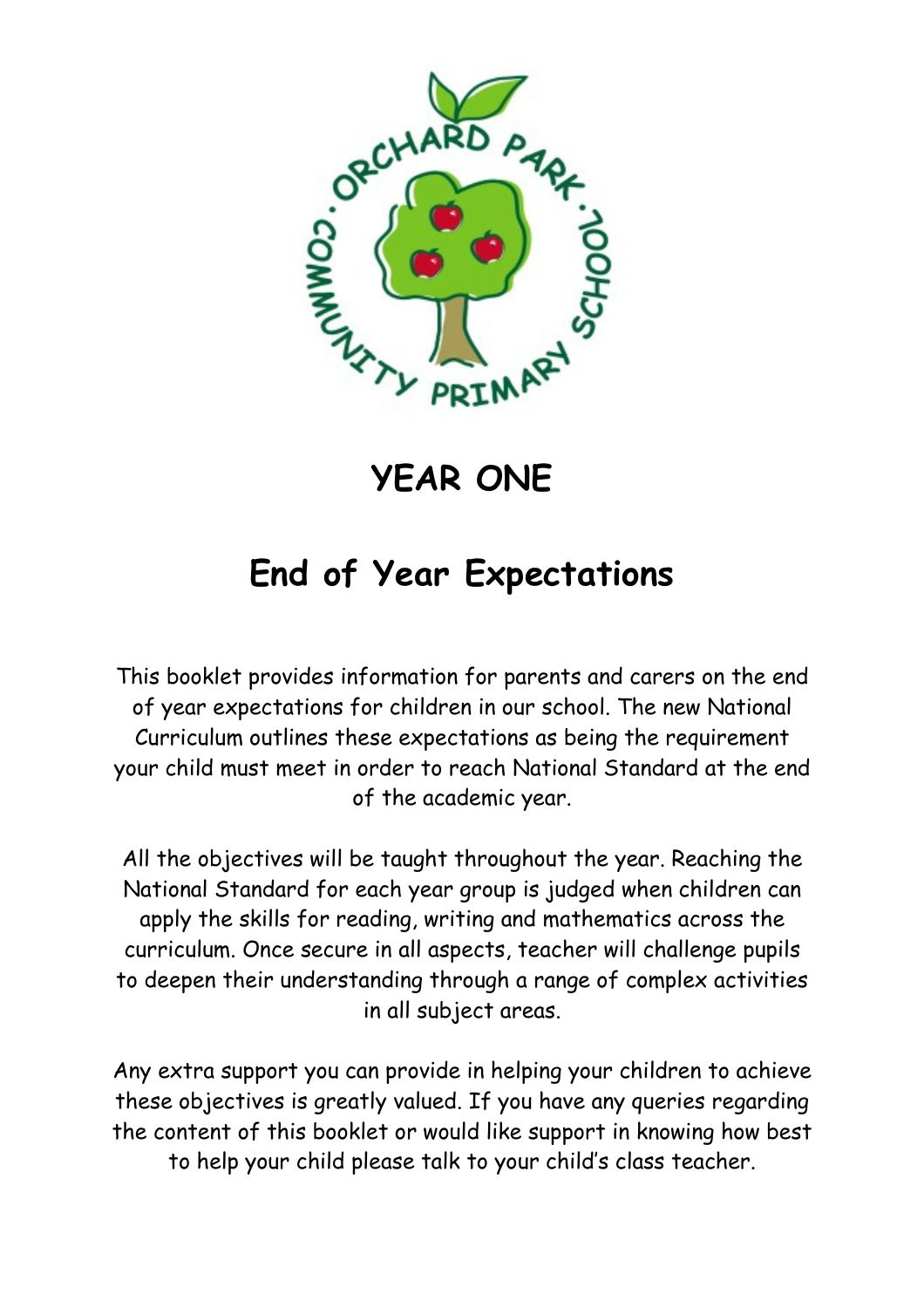# YEAR ONE

# End of Year Expectations

This booklet provides information for parents and carers on the end of year expectations for children in our school. The new National Curriculum outlines these expectations as being the requirement your child must meet in order to reach National Standard at the end of the academic year.

All the objectives will be taught throughout the year. Reaching the National Standard for each year group is judged when children can apply the skills for reading, writing and mathematics across the curriculum. Once secure in all aspects, teacher will challenge pupils to deepen their understanding through a range of complex activities in all subject areas.

Any extra support you can provide in helping your children to achieve these objectives is greatly valued. If you have any queries regarding the content of this booklet or would like support in knowing how best to help your child please talk to your child's class teacher.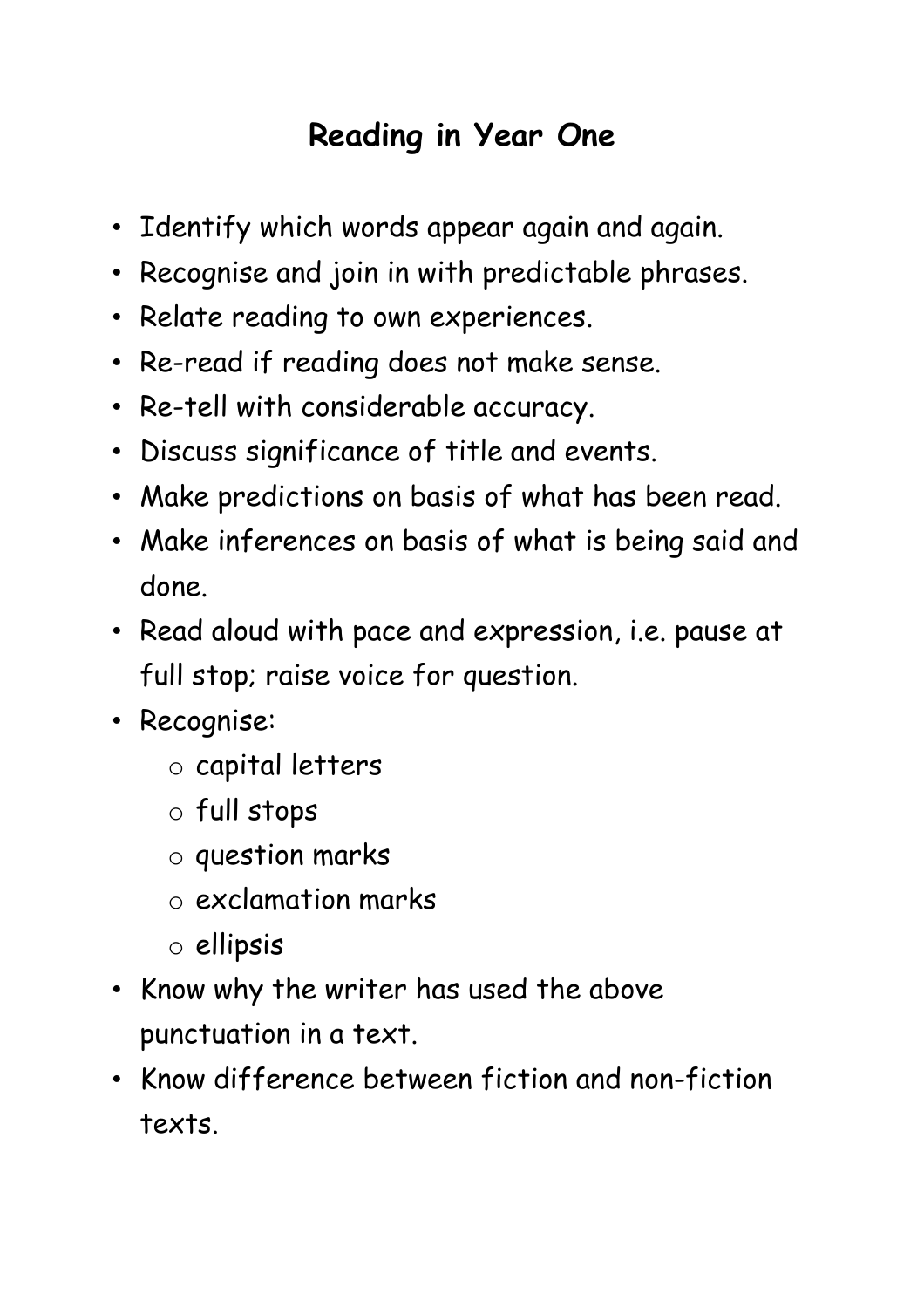# Reading in Year One

- Identify which words appear again and again.
- Recognise and join in with predictable phrases.
- Relate reading to own experiences.
- Re-read if reading does not make sense.
- Re-tell with considerable accuracy.
- Discuss significance of title and events.
- Make predictions on basis of what has been read.
- Make inferences on basis of what is being said and done.
- Read aloud with pace and expression, i.e. pause at full stop; raise voice for question.
- Recognise:
  - capital letters
  - full stops
  - question marks
  - exclamation marks
  - ellipsis
- Know why the writer has used the above punctuation in a text.
- Know difference between fiction and non-fiction texts.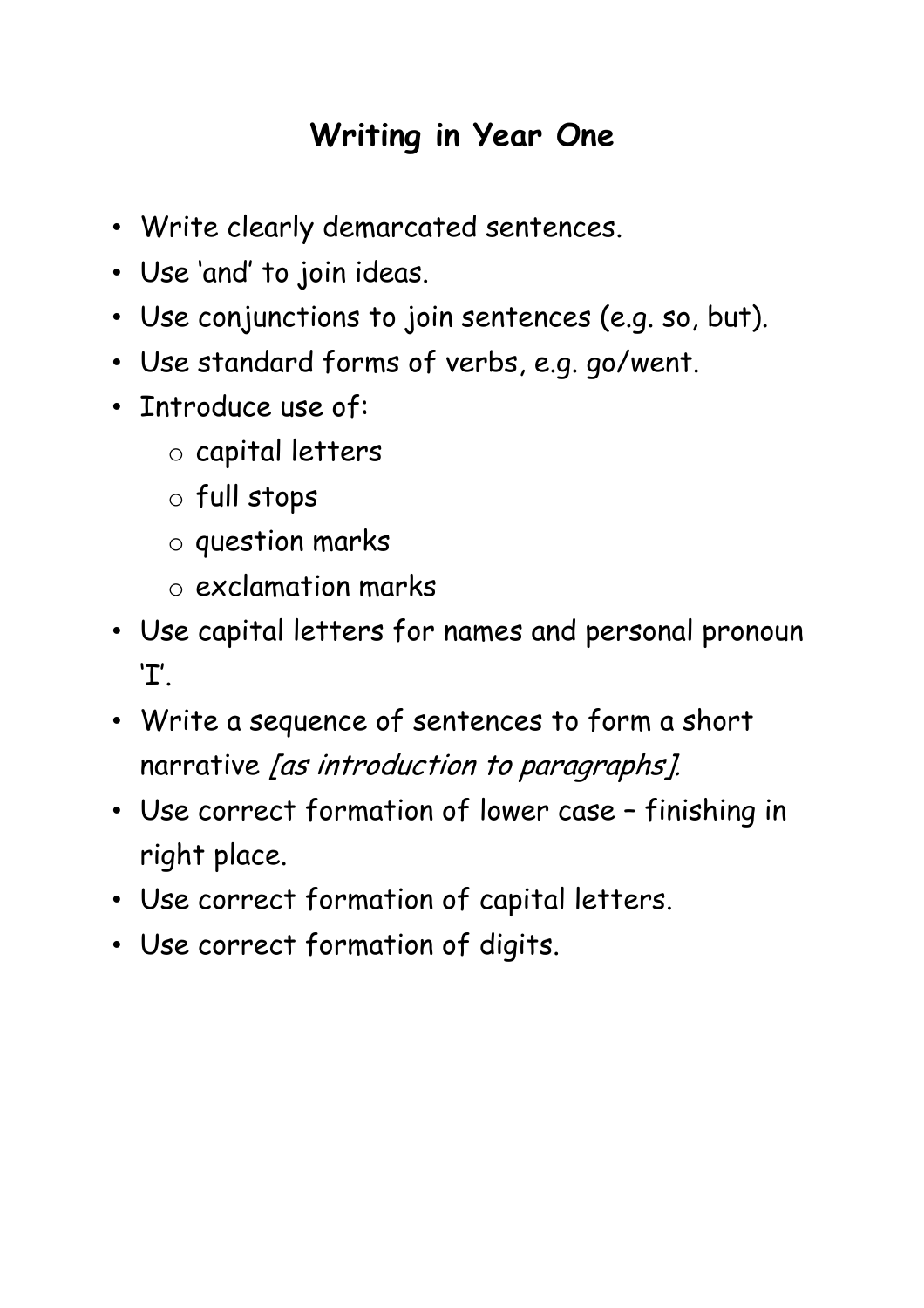# Writing in Year One

- Write clearly demarcated sentences.
- Use ‘and’ to join ideas.
- Use conjunctions to join sentences (e.g. so, but).
- Use standard forms of verbs, e.g. go/went.
- Introduce use of:
    - capital letters
    - full stops
    - question marks
    - exclamation marks
- Use capital letters for names and personal pronoun ‘I’.
- Write a sequence of sentences to form a short narrative *[as introduction to paragraphs].*
- Use correct formation of lower case – finishing in right place.
- Use correct formation of capital letters.
- Use correct formation of digits.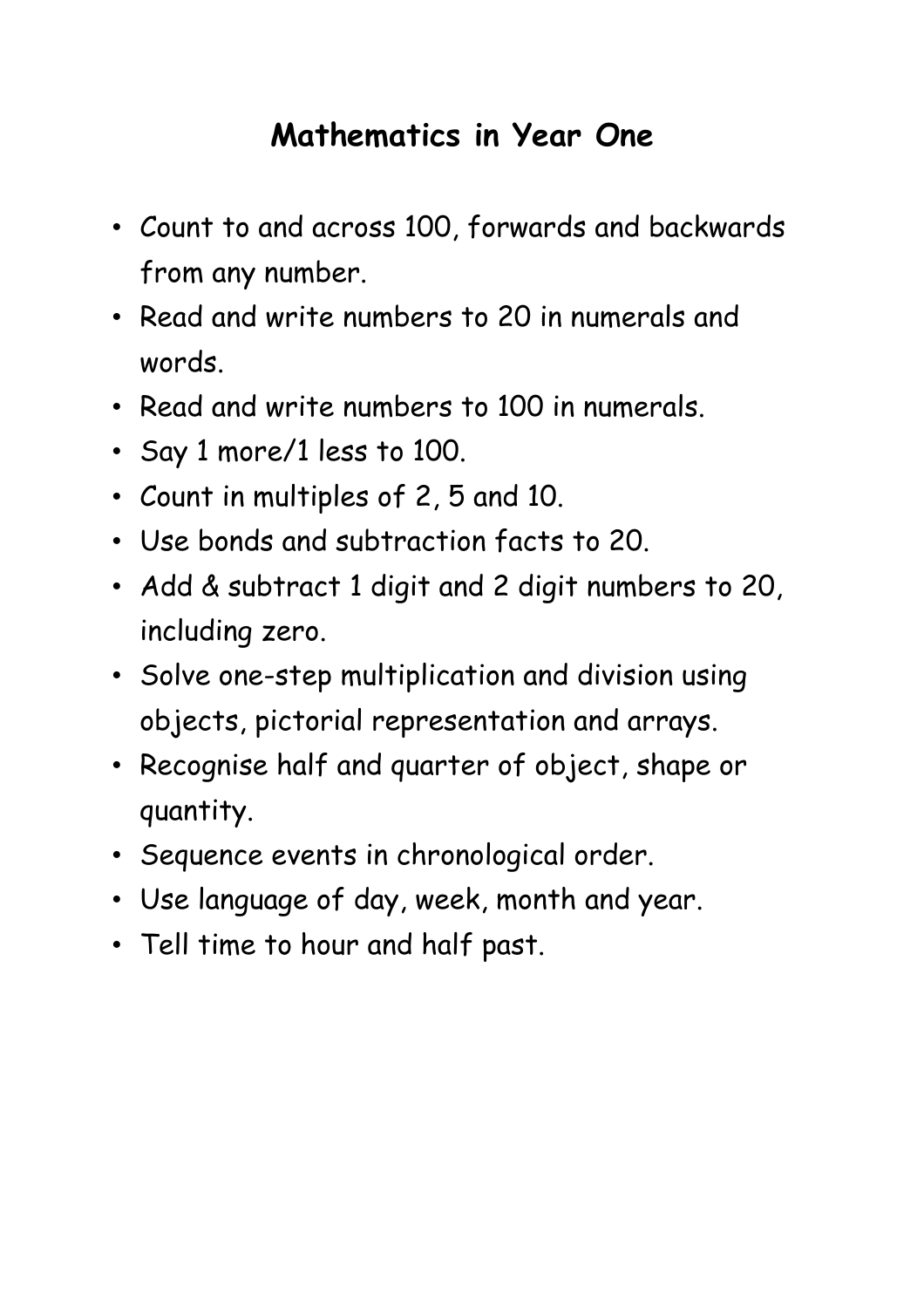# Mathematics in Year One

- Count to and across 100, forwards and backwards from any number.
- Read and write numbers to 20 in numerals and words.
- Read and write numbers to 100 in numerals.
- Say 1 more/1 less to 100.
- Count in multiples of 2, 5 and 10.
- Use bonds and subtraction facts to 20.
- Add & subtract 1 digit and 2 digit numbers to 20, including zero.
- Solve one-step multiplication and division using objects, pictorial representation and arrays.
- Recognise half and quarter of object, shape or quantity.
- Sequence events in chronological order.
- Use language of day, week, month and year.
- Tell time to hour and half past.